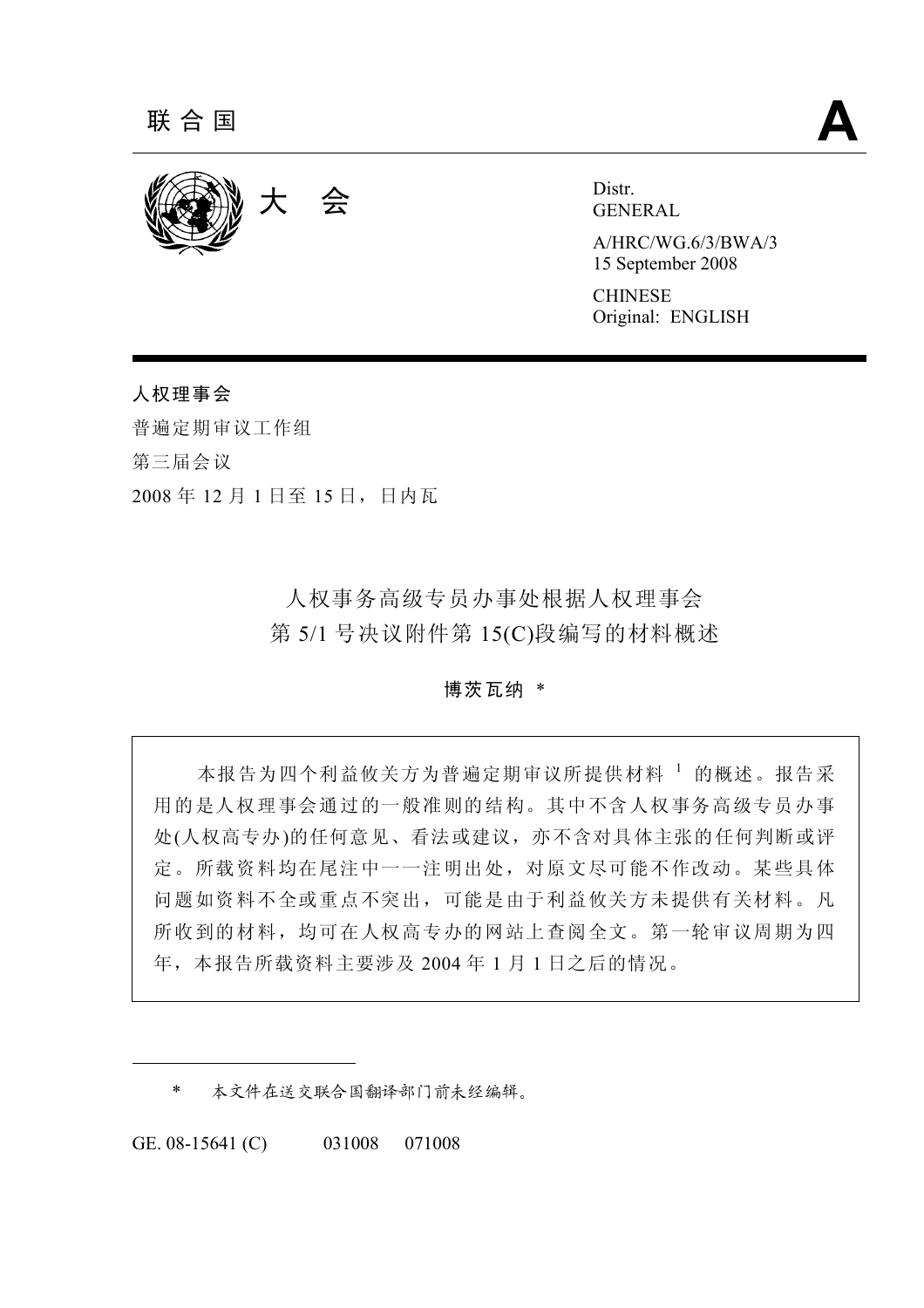联 合 国 **A**

大 会

Distr.
GENERAL

A/HRC/WG.6/3/BWA/3
15 September 2008

CHINESE
Original: ENGLISH

**人权理事会**

普遍定期审议工作组

第三届会议

2008 年 12 月 1 日至 15 日，日内瓦

# 人权事务高级专员办事处根据人权理事会第 5/1 号决议附件第 15(C)段编写的材料概述

**博茨瓦纳 ***

本报告为四个利益攸关方为普遍定期审议所提供材料[1]的概述。报告采用的是人权理事会通过的一般准则的结构。其中不含人权事务高级专员办事处(人权高专办)的任何意见、看法或建议，亦不含对具体主张的任何判断或评定。所载资料均在尾注中一一注明出处，对原文尽可能不作改动。某些具体问题如资料不全或重点不突出，可能是由于利益攸关方未提供有关材料。凡所收到的材料，均可在人权高专办的网站上查阅全文。第一轮审议周期为四年，本报告所载资料主要涉及 2004 年 1 月 1 日之后的情况。

---

\* 本文件在送交联合国翻译部门前未经编辑。

GE. 08-15641 (C) 031008 071008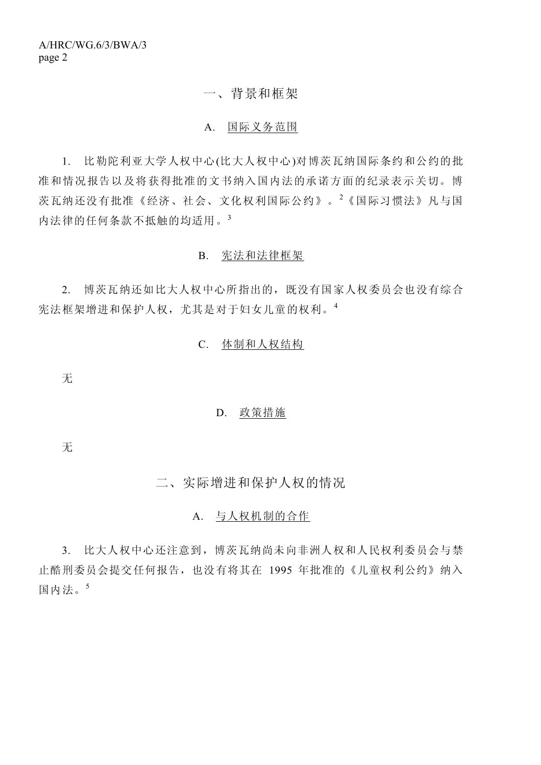# 一、背景和框架

## A. 国际义务范围

1. 比勒陀利亚大学人权中心(比大人权中心)对博茨瓦纳国际条约和公约的批准和情况报告以及将获得批准的文书纳入国内法的承诺方面的纪录表示关切。博茨瓦纳还没有批准《经济、社会、文化权利国际公约》。[2]《国际习惯法》凡与国内法律的任何条款不抵触的均适用。[3]

## B. 宪法和法律框架

2. 博茨瓦纳还如比大人权中心所指出的，既没有国家人权委员会也没有综合宪法框架增进和保护人权，尤其是对于妇女儿童的权利。[4]

## C. 体制和人权结构

无

## D. 政策措施

无

# 二、实际增进和保护人权的情况

## A. 与人权机制的合作

3. 比大人权中心还注意到，博茨瓦纳尚未向非洲人权和人民权利委员会与禁止酷刑委员会提交任何报告，也没有将其在 1995 年批准的《儿童权利公约》纳入国内法。[5]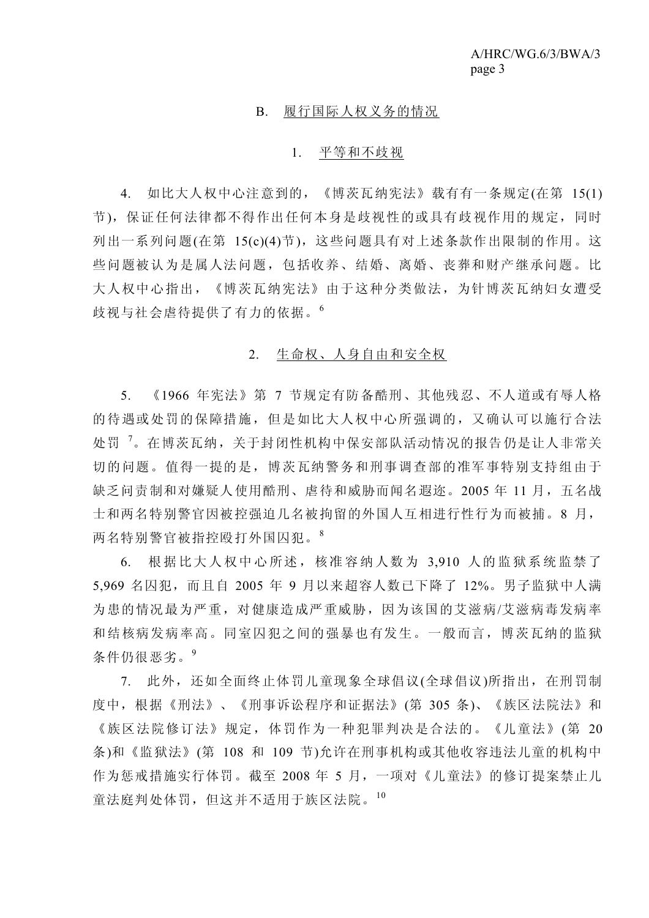## B. 履行国际人权义务的情况

### 1. 平等和不歧视

4. 如比大人权中心注意到的，《博茨瓦纳宪法》载有有一条规定(在第 15(1)节)，保证任何法律都不得作出任何本身是歧视性的或具有歧视作用的规定，同时列出一系列问题(在第 15(c)(4)节)，这些问题具有对上述条款作出限制的作用。这些问题被认为是属人法问题，包括收养、结婚、离婚、丧葬和财产继承问题。比大人权中心指出，《博茨瓦纳宪法》由于这种分类做法，为针博茨瓦纳妇女遭受歧视与社会虐待提供了有力的依据。[6]

### 2. 生命权、人身自由和安全权

5. 《1966 年宪法》第 7 节规定有防备酷刑、其他残忍、不人道或有辱人格的待遇或处罚的保障措施，但是如比大人权中心所强调的，又确认可以施行合法处罚[7]。在博茨瓦纳，关于封闭性机构中保安部队活动情况的报告仍是让人非常关切的问题。值得一提的是，博茨瓦纳警务和刑事调查部的准军事特别支持组由于缺乏问责制和对嫌疑人使用酷刑、虐待和威胁而闻名遐迩。2005 年 11 月，五名战士和两名特别警官因被控强迫几名被拘留的外国人互相进行性行为而被捕。8 月，两名特别警官被指控殴打外国囚犯。[8]

6. 根据比大人权中心所述，核准容纳人数为 3,910 人的监狱系统监禁了 5,969 名囚犯，而且自 2005 年 9 月以来超容人数已下降了 12%。男子监狱中人满为患的情况最为严重，对健康造成严重威胁，因为该国的艾滋病/艾滋病毒发病率和结核病发病率高。同室囚犯之间的强暴也有发生。一般而言，博茨瓦纳的监狱条件仍很恶劣。[9]

7. 此外，还如全面终止体罚儿童现象全球倡议(全球倡议)所指出，在刑罚制度中，根据《刑法》、《刑事诉讼程序和证据法》(第 305 条)、《族区法院法》和《族区法院修订法》规定，体罚作为一种犯罪判决是合法的。《儿童法》(第 20 条)和《监狱法》(第 108 和 109 节)允许在刑事机构或其他收容违法儿童的机构中作为惩戒措施实行体罚。截至 2008 年 5 月，一项对《儿童法》的修订提案禁止儿童法庭判处体罚，但这并不适用于族区法院。[10]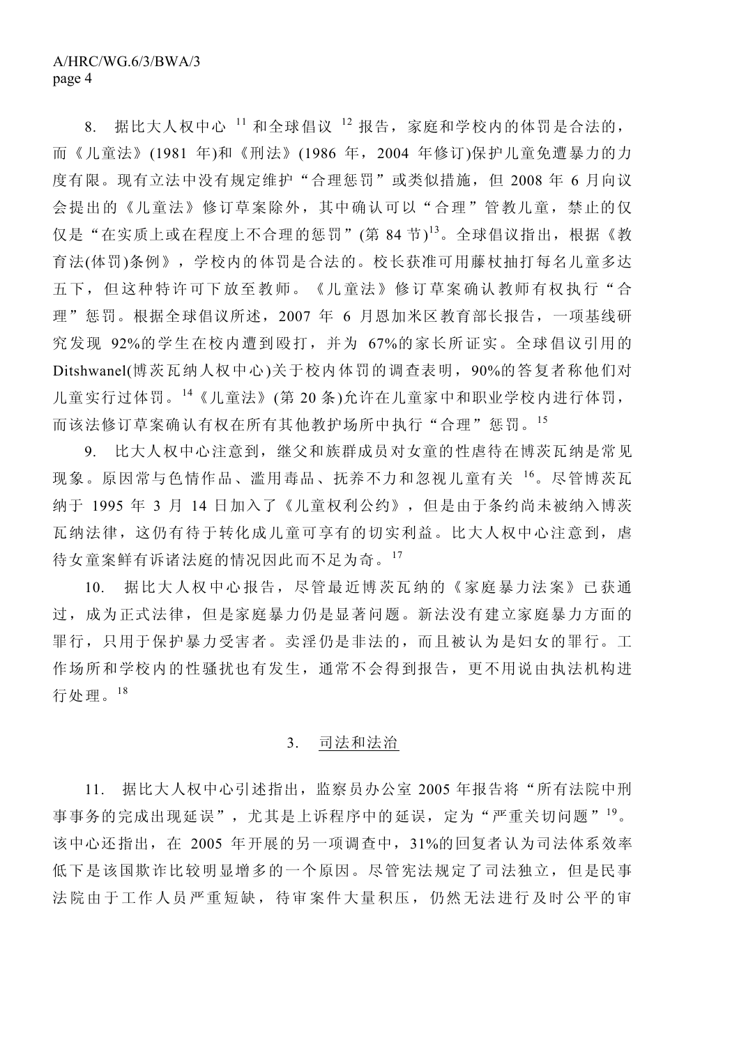8. 据比大人权中心 [11] 和全球倡议 [12] 报告，家庭和学校内的体罚是合法的，而《儿童法》(1981 年)和《刑法》(1986 年，2004 年修订)保护儿童免遭暴力的力度有限。现有立法中没有规定维护“合理惩罚”或类似措施，但 2008 年 6 月向议会提出的《儿童法》修订草案除外，其中确认可以“合理”管教儿童，禁止的仅仅是“在实质上或在程度上不合理的惩罚”(第 84 节)[13]。全球倡议指出，根据《教育法(体罚)条例》，学校内的体罚是合法的。校长获准可用藤杖抽打每名儿童多达五下，但这种特许可下放至教师。《儿童法》修订草案确认教师有权执行“合理”惩罚。根据全球倡议所述，2007 年 6 月恩加米区教育部长报告，一项基线研究发现 92%的学生在校内遭到殴打，并为 67%的家长所证实。全球倡议引用的 Ditshwanel(博茨瓦纳人权中心)关于校内体罚的调查表明，90%的答复者称他们对儿童实行过体罚。[14]《儿童法》(第 20 条)允许在儿童家中和职业学校内进行体罚，而该法修订草案确认有权在所有其他教护场所中执行“合理”惩罚。[15]

9. 比大人权中心注意到，继父和族群成员对女童的性虐待在博茨瓦纳是常见现象。原因常与色情作品、滥用毒品、抚养不力和忽视儿童有关 [16]。尽管博茨瓦纳于 1995 年 3 月 14 日加入了《儿童权利公约》，但是由于条约尚未被纳入博茨瓦纳法律，这仍有待于转化成儿童可享有的切实利益。比大人权中心注意到，虐待女童案鲜有诉诸法庭的情况因此而不足为奇。[17]

10. 据比大人权中心报告，尽管最近博茨瓦纳的《家庭暴力法案》已获通过，成为正式法律，但是家庭暴力仍是显著问题。新法没有建立家庭暴力方面的罪行，只用于保护暴力受害者。卖淫仍是非法的，而且被认为是妇女的罪行。工作场所和学校内的性骚扰也有发生，通常不会得到报告，更不用说由执法机构进行处理。[18]

### 3. 司法和法治

11. 据比大人权中心引述指出，监察员办公室 2005 年报告将“所有法院中刑事事务的完成出现延误”，尤其是上诉程序中的延误，定为“严重关切问题”[19]。该中心还指出，在 2005 年开展的另一项调查中，31%的回复者认为司法体系效率低下是该国欺诈比较明显增多的一个原因。尽管宪法规定了司法独立，但是民事法院由于工作人员严重短缺，待审案件大量积压，仍然无法进行及时公平的审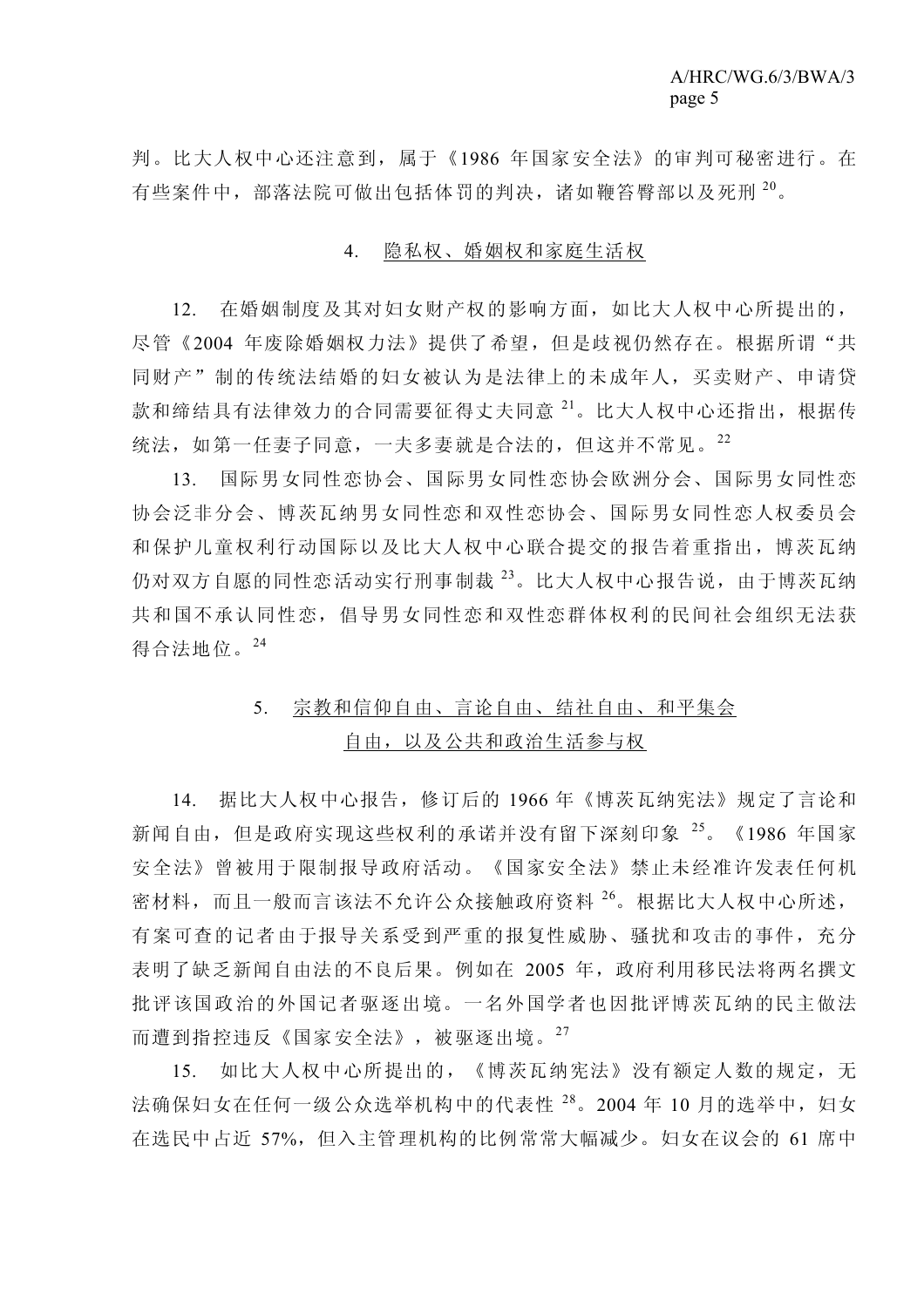判。比大人权中心还注意到，属于《1986 年国家安全法》的审判可秘密进行。在有些案件中，部落法院可做出包括体罚的判决，诸如鞭笞臀部以及死刑 [20]。

### 4. 隐私权、婚姻权和家庭生活权

12. 在婚姻制度及其对妇女财产权的影响方面，如比大人权中心所提出的，尽管《2004 年废除婚姻权力法》提供了希望，但是歧视仍然存在。根据所谓“共同财产”制的传统法结婚的妇女被认为是法律上的未成年人，买卖财产、申请贷款和缔结具有法律效力的合同需要征得丈夫同意 [21]。比大人权中心还指出，根据传统法，如第一任妻子同意，一夫多妻就是合法的，但这并不常见。[22]

13. 国际男女同性恋协会、国际男女同性恋协会欧洲分会、国际男女同性恋协会泛非分会、博茨瓦纳男女同性恋和双性恋协会、国际男女同性恋人权委员会和保护儿童权利行动国际以及比大人权中心联合提交的报告着重指出，博茨瓦纳仍对双方自愿的同性恋活动实行刑事制裁 [23]。比大人权中心报告说，由于博茨瓦纳共和国不承认同性恋，倡导男女同性恋和双性恋群体权利的民间社会组织无法获得合法地位。[24]

### 5. 宗教和信仰自由、言论自由、结社自由、和平集会自由，以及公共和政治生活参与权

14. 据比大人权中心报告，修订后的 1966 年《博茨瓦纳宪法》规定了言论和新闻自由，但是政府实现这些权利的承诺并没有留下深刻印象 [25]。《1986 年国家安全法》曾被用于限制报导政府活动。《国家安全法》禁止未经准许发表任何机密材料，而且一般而言该法不允许公众接触政府资料 [26]。根据比大人权中心所述，有案可查的记者由于报导关系受到严重的报复性威胁、骚扰和攻击的事件，充分表明了缺乏新闻自由法的不良后果。例如在 2005 年，政府利用移民法将两名撰文批评该国政治的外国记者驱逐出境。一名外国学者也因批评博茨瓦纳的民主做法而遭到指控违反《国家安全法》，被驱逐出境。[27]

15. 如比大人权中心所提出的，《博茨瓦纳宪法》没有额定人数的规定，无法确保妇女在任何一级公众选举机构中的代表性 [28]。2004 年 10 月的选举中，妇女在选民中占近 57%，但入主管理机构的比例常常大幅减少。妇女在议会的 61 席中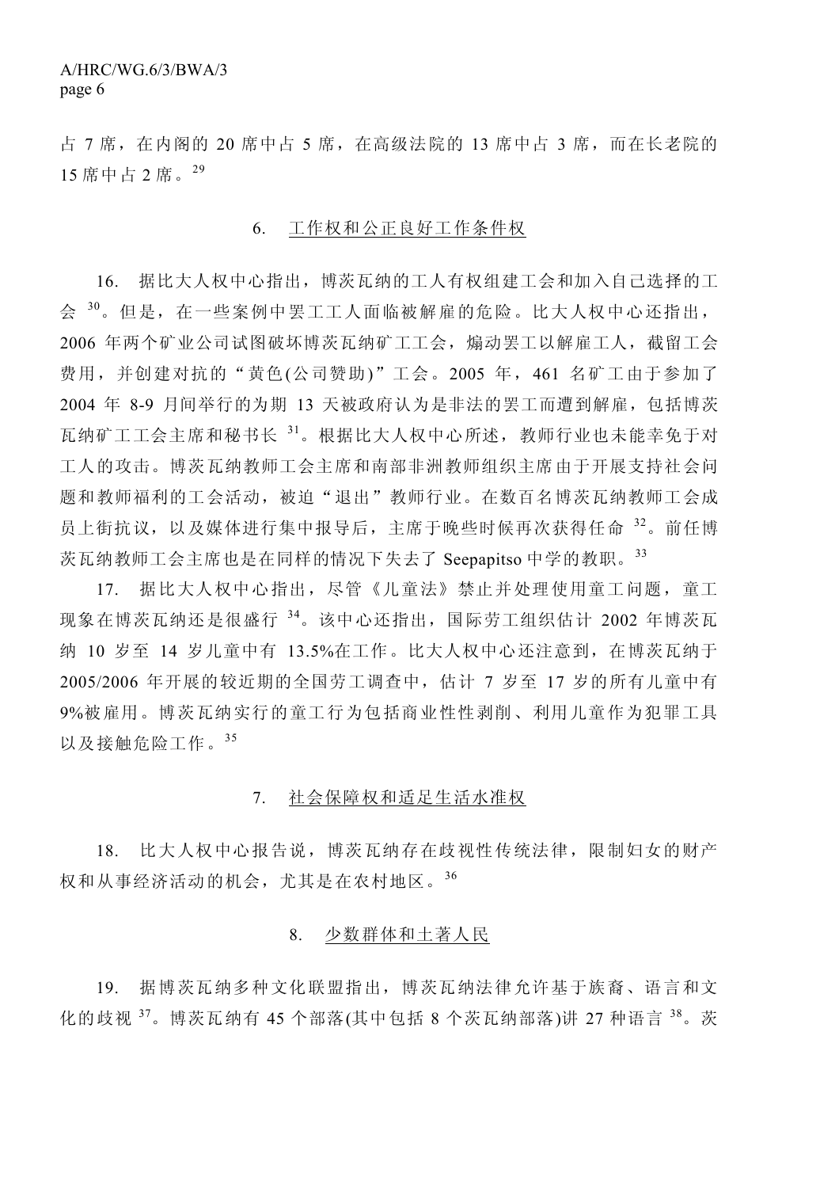占 7 席，在内阁的 20 席中占 5 席，在高级法院的 13 席中占 3 席，而在长老院的 15 席中占 2 席。[29]

### 6. 工作权和公正良好工作条件权

16. 据比大人权中心指出，博茨瓦纳的工人有权组建工会和加入自己选择的工会[30]。但是，在一些案例中罢工工人面临被解雇的危险。比大人权中心还指出，2006 年两个矿业公司试图破坏博茨瓦纳矿工工会，煽动罢工以解雇工人，截留工会费用，并创建对抗的“黄色(公司赞助)”工会。2005 年，461 名矿工由于参加了 2004 年 8-9 月间举行的为期 13 天被政府认为是非法的罢工而遭到解雇，包括博茨瓦纳矿工工会主席和秘书长[31]。根据比大人权中心所述，教师行业也未能幸免于对工人的攻击。博茨瓦纳教师工会主席和南部非洲教师组织主席由于开展支持社会问题和教师福利的工会活动，被迫“退出”教师行业。在数百名博茨瓦纳教师工会成员上街抗议，以及媒体进行集中报导后，主席于晚些时候再次获得任命[32]。前任博茨瓦纳教师工会主席也是在同样的情况下失去了 Seepapitso 中学的教职。[33]

17. 据比大人权中心指出，尽管《儿童法》禁止并处理使用童工问题，童工现象在博茨瓦纳还是很盛行[34]。该中心还指出，国际劳工组织估计 2002 年博茨瓦纳 10 岁至 14 岁儿童中有 13.5%在工作。比大人权中心还注意到，在博茨瓦纳于 2005/2006 年开展的较近期的全国劳工调查中，估计 7 岁至 17 岁的所有儿童中有 9%被雇用。博茨瓦纳实行的童工行为包括商业性性剥削、利用儿童作为犯罪工具以及接触危险工作。[35]

### 7. 社会保障权和适足生活水准权

18. 比大人权中心报告说，博茨瓦纳存在歧视性传统法律，限制妇女的财产权和从事经济活动的机会，尤其是在农村地区。[36]

### 8. 少数群体和土著人民

19. 据博茨瓦纳多种文化联盟指出，博茨瓦纳法律允许基于族裔、语言和文化的歧视[37]。博茨瓦纳有 45 个部落(其中包括 8 个茨瓦纳部落)讲 27 种语言[38]。茨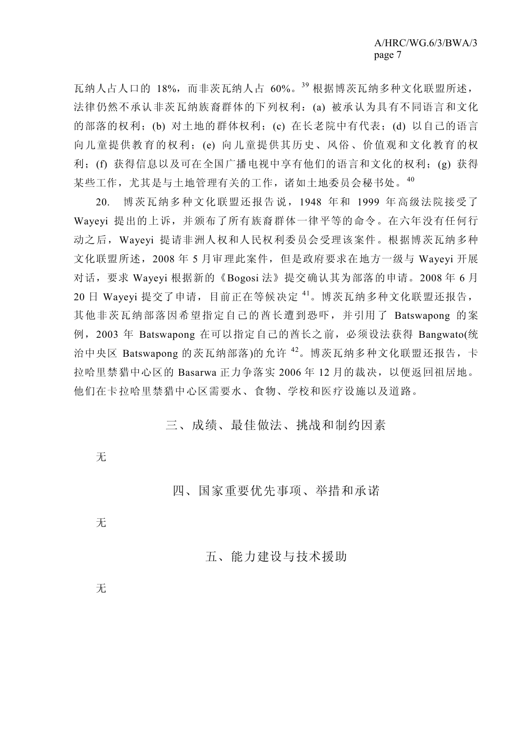瓦纳人占人口的 18%，而非茨瓦纳人占 60%。[39] 根据博茨瓦纳多种文化联盟所述，法律仍然不承认非茨瓦纳族裔群体的下列权利：(a) 被承认为具有不同语言和文化的部落的权利；(b) 对土地的群体权利；(c) 在长老院中有代表；(d) 以自己的语言向儿童提供教育的权利；(e) 向儿童提供其历史、风俗、价值观和文化教育的权利；(f) 获得信息以及可在全国广播电视中享有他们的语言和文化的权利；(g) 获得某些工作，尤其是与土地管理有关的工作，诸如土地委员会秘书处。[40]

20. 博茨瓦纳多种文化联盟还报告说，1948 年和 1999 年高级法院接受了 Wayeyi 提出的上诉，并颁布了所有族裔群体一律平等的命令。在六年没有任何行动之后，Wayeyi 提请非洲人权和人民权利委员会受理该案件。根据博茨瓦纳多种文化联盟所述，2008 年 5 月审理此案件，但是政府要求在地方一级与 Wayeyi 开展对话，要求 Wayeyi 根据新的《Bogosi 法》提交确认其为部落的申请。2008 年 6 月 20 日 Wayeyi 提交了申请，目前正在等候决定 [41]。博茨瓦纳多种文化联盟还报告，其他非茨瓦纳部落因希望指定自己的酋长遭到恐吓，并引用了 Batswapong 的案例，2003 年 Batswapong 在可以指定自己的酋长之前，必须设法获得 Bangwato(统治中央区 Batswapong 的茨瓦纳部落)的允许 [42]。博茨瓦纳多种文化联盟还报告，卡拉哈里禁猎中心区的 Basarwa 正力争落实 2006 年 12 月的裁决，以便返回祖居地。他们在卡拉哈里禁猎中心区需要水、食物、学校和医疗设施以及道路。

## 三、成绩、最佳做法、挑战和制约因素

无

## 四、国家重要优先事项、举措和承诺

无

## 五、能力建设与技术援助

无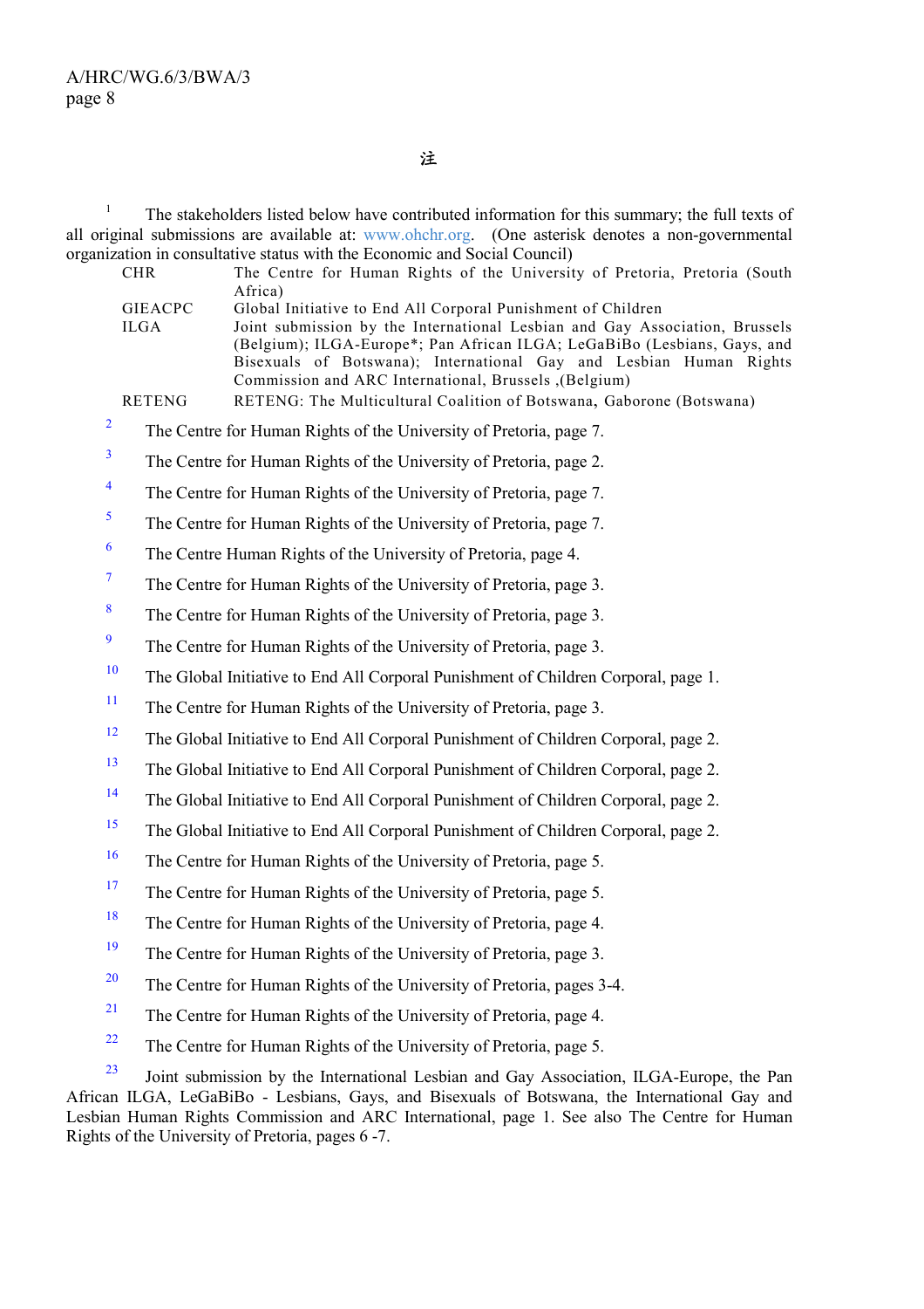## 注

[1] The stakeholders listed below have contributed information for this summary; the full texts of all original submissions are available at: www.ohchr.org. (One asterisk denotes a non-governmental organization in consultative status with the Economic and Social Council)

| | |
|---|---|
| CHR | The Centre for Human Rights of the University of Pretoria, Pretoria (South Africa) |
| GIEACPC | Global Initiative to End All Corporal Punishment of Children |
| ILGA | Joint submission by the International Lesbian and Gay Association, Brussels (Belgium); ILGA-Europe*; Pan African ILGA; LeGaBiBo (Lesbians, Gays, and Bisexuals of Botswana); International Gay and Lesbian Human Rights Commission and ARC International, Brussels ,(Belgium) |
| RETENG | RETENG: The Multicultural Coalition of Botswana, Gaborone (Botswana) |

[2] The Centre for Human Rights of the University of Pretoria, page 7.

[3] The Centre for Human Rights of the University of Pretoria, page 2.

[4] The Centre for Human Rights of the University of Pretoria, page 7.

[5] The Centre for Human Rights of the University of Pretoria, page 7.

[6] The Centre Human Rights of the University of Pretoria, page 4.

[7] The Centre for Human Rights of the University of Pretoria, page 3.

[8] The Centre for Human Rights of the University of Pretoria, page 3.

[9] The Centre for Human Rights of the University of Pretoria, page 3.

[10] The Global Initiative to End All Corporal Punishment of Children Corporal, page 1.

[11] The Centre for Human Rights of the University of Pretoria, page 3.

[12] The Global Initiative to End All Corporal Punishment of Children Corporal, page 2.

[13] The Global Initiative to End All Corporal Punishment of Children Corporal, page 2.

[14] The Global Initiative to End All Corporal Punishment of Children Corporal, page 2.

[15] The Global Initiative to End All Corporal Punishment of Children Corporal, page 2.

[16] The Centre for Human Rights of the University of Pretoria, page 5.

[17] The Centre for Human Rights of the University of Pretoria, page 5.

[18] The Centre for Human Rights of the University of Pretoria, page 4.

[19] The Centre for Human Rights of the University of Pretoria, page 3.

[20] The Centre for Human Rights of the University of Pretoria, pages 3-4.

[21] The Centre for Human Rights of the University of Pretoria, page 4.

[22] The Centre for Human Rights of the University of Pretoria, page 5.

[23] Joint submission by the International Lesbian and Gay Association, ILGA-Europe, the Pan African ILGA, LeGaBiBo - Lesbians, Gays, and Bisexuals of Botswana, the International Gay and Lesbian Human Rights Commission and ARC International, page 1. See also The Centre for Human Rights of the University of Pretoria, pages 6 -7.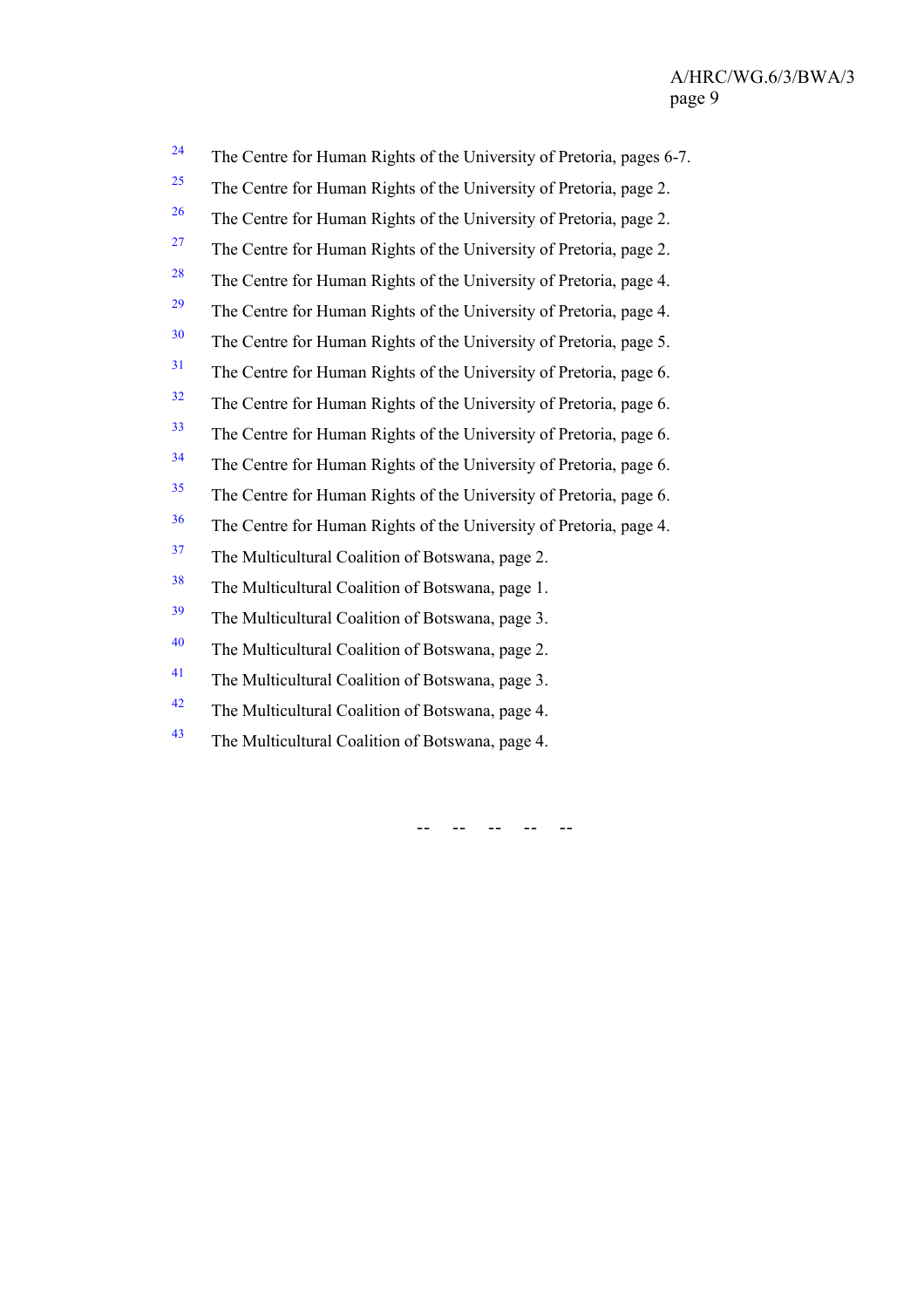[24] The Centre for Human Rights of the University of Pretoria, pages 6-7.

[25] The Centre for Human Rights of the University of Pretoria, page 2.

[26] The Centre for Human Rights of the University of Pretoria, page 2.

[27] The Centre for Human Rights of the University of Pretoria, page 2.

[28] The Centre for Human Rights of the University of Pretoria, page 4.

[29] The Centre for Human Rights of the University of Pretoria, page 4.

[30] The Centre for Human Rights of the University of Pretoria, page 5.

[31] The Centre for Human Rights of the University of Pretoria, page 6.

[32] The Centre for Human Rights of the University of Pretoria, page 6.

[33] The Centre for Human Rights of the University of Pretoria, page 6.

[34] The Centre for Human Rights of the University of Pretoria, page 6.

[35] The Centre for Human Rights of the University of Pretoria, page 6.

[36] The Centre for Human Rights of the University of Pretoria, page 4.

[37] The Multicultural Coalition of Botswana, page 2.

[38] The Multicultural Coalition of Botswana, page 1.

[39] The Multicultural Coalition of Botswana, page 3.

[40] The Multicultural Coalition of Botswana, page 2.

[41] The Multicultural Coalition of Botswana, page 3.

[42] The Multicultural Coalition of Botswana, page 4.

[43] The Multicultural Coalition of Botswana, page 4.

-- -- -- -- --